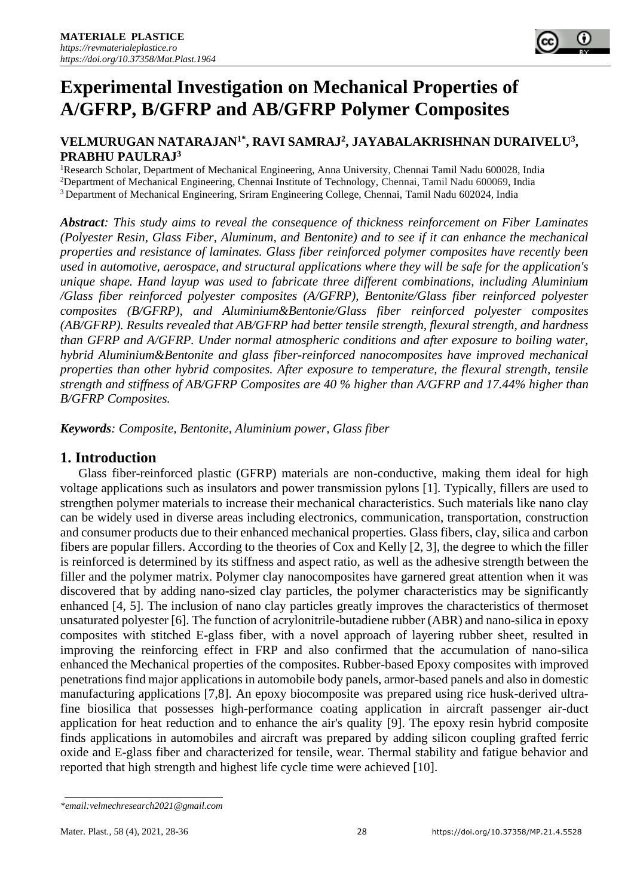# Experimental Investigation on Mechanical Properties of A/GFRP, B/GFRP and AB/GFRP Polymer Composites

**VELMURUGAN NATARAJAN[1*], RAVI SAMRAJ[2], JAYABALAKRISHNAN DURAIVELU[3], PRABHU PAULRAJ[3]**

[1]Research Scholar, Department of Mechanical Engineering, Anna University, Chennai Tamil Nadu 600028, India
[2]Department of Mechanical Engineering, Chennai Institute of Technology, Chennai, Tamil Nadu 600069, India
[3] Department of Mechanical Engineering, Sriram Engineering College, Chennai, Tamil Nadu 602024, India

***Abstract**: This study aims to reveal the consequence of thickness reinforcement on Fiber Laminates (Polyester Resin, Glass Fiber, Aluminum, and Bentonite) and to see if it can enhance the mechanical properties and resistance of laminates. Glass fiber reinforced polymer composites have recently been used in automotive, aerospace, and structural applications where they will be safe for the application's unique shape. Hand layup was used to fabricate three different combinations, including Aluminium /Glass fiber reinforced polyester composites (A/GFRP), Bentonite/Glass fiber reinforced polyester composites (B/GFRP), and Aluminium&Bentonie/Glass fiber reinforced polyester composites (AB/GFRP). Results revealed that AB/GFRP had better tensile strength, flexural strength, and hardness than GFRP and A/GFRP. Under normal atmospheric conditions and after exposure to boiling water, hybrid Aluminium&Bentonite and glass fiber-reinforced nanocomposites have improved mechanical properties than other hybrid composites. After exposure to temperature, the flexural strength, tensile strength and stiffness of AB/GFRP Composites are 40 % higher than A/GFRP and 17.44% higher than B/GFRP Composites.*

***Keywords**: Composite, Bentonite, Aluminium power, Glass fiber*

## 1. Introduction

Glass fiber-reinforced plastic (GFRP) materials are non-conductive, making them ideal for high voltage applications such as insulators and power transmission pylons [1]. Typically, fillers are used to strengthen polymer materials to increase their mechanical characteristics. Such materials like nano clay can be widely used in diverse areas including electronics, communication, transportation, construction and consumer products due to their enhanced mechanical properties. Glass fibers, clay, silica and carbon fibers are popular fillers. According to the theories of Cox and Kelly [2, 3], the degree to which the filler is reinforced is determined by its stiffness and aspect ratio, as well as the adhesive strength between the filler and the polymer matrix. Polymer clay nanocomposites have garnered great attention when it was discovered that by adding nano-sized clay particles, the polymer characteristics may be significantly enhanced [4, 5]. The inclusion of nano clay particles greatly improves the characteristics of thermoset unsaturated polyester [6]. The function of acrylonitrile-butadiene rubber (ABR) and nano-silica in epoxy composites with stitched E-glass fiber, with a novel approach of layering rubber sheet, resulted in improving the reinforcing effect in FRP and also confirmed that the accumulation of nano-silica enhanced the Mechanical properties of the composites. Rubber-based Epoxy composites with improved penetrations find major applications in automobile body panels, armor-based panels and also in domestic manufacturing applications [7,8]. An epoxy biocomposite was prepared using rice husk-derived ultra-fine biosilica that possesses high-performance coating application in aircraft passenger air-duct application for heat reduction and to enhance the air's quality [9]. The epoxy resin hybrid composite finds applications in automobiles and aircraft was prepared by adding silicon coupling grafted ferric oxide and E-glass fiber and characterized for tensile, wear. Thermal stability and fatigue behavior and reported that high strength and highest life cycle time were achieved [10].

*\*email:velmechresearch2021@gmail.com*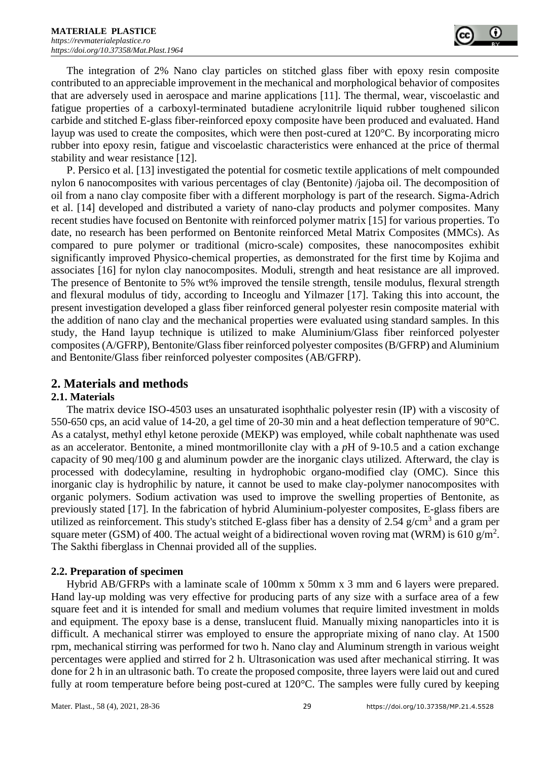The integration of 2% Nano clay particles on stitched glass fiber with epoxy resin composite contributed to an appreciable improvement in the mechanical and morphological behavior of composites that are adversely used in aerospace and marine applications [11]. The thermal, wear, viscoelastic and fatigue properties of a carboxyl-terminated butadiene acrylonitrile liquid rubber toughened silicon carbide and stitched E-glass fiber-reinforced epoxy composite have been produced and evaluated. Hand layup was used to create the composites, which were then post-cured at 120°C. By incorporating micro rubber into epoxy resin, fatigue and viscoelastic characteristics were enhanced at the price of thermal stability and wear resistance [12].

P. Persico et al. [13] investigated the potential for cosmetic textile applications of melt compounded nylon 6 nanocomposites with various percentages of clay (Bentonite) /jajoba oil. The decomposition of oil from a nano clay composite fiber with a different morphology is part of the research. Sigma-Adrich et al. [14] developed and distributed a variety of nano-clay products and polymer composites. Many recent studies have focused on Bentonite with reinforced polymer matrix [15] for various properties. To date, no research has been performed on Bentonite reinforced Metal Matrix Composites (MMCs). As compared to pure polymer or traditional (micro-scale) composites, these nanocomposites exhibit significantly improved Physico-chemical properties, as demonstrated for the first time by Kojima and associates [16] for nylon clay nanocomposites. Moduli, strength and heat resistance are all improved. The presence of Bentonite to 5% wt% improved the tensile strength, tensile modulus, flexural strength and flexural modulus of tidy, according to Inceoglu and Yilmazer [17]. Taking this into account, the present investigation developed a glass fiber reinforced general polyester resin composite material with the addition of nano clay and the mechanical properties were evaluated using standard samples. In this study, the Hand layup technique is utilized to make Aluminium/Glass fiber reinforced polyester composites (A/GFRP), Bentonite/Glass fiber reinforced polyester composites (B/GFRP) and Aluminium and Bentonite/Glass fiber reinforced polyester composites (AB/GFRP).

## 2. Materials and methods

### 2.1. Materials

The matrix device ISO-4503 uses an unsaturated isophthalic polyester resin (IP) with a viscosity of 550-650 cps, an acid value of 14-20, a gel time of 20-30 min and a heat deflection temperature of 90°C. As a catalyst, methyl ethyl ketone peroxide (MEKP) was employed, while cobalt naphthenate was used as an accelerator. Bentonite, a mined montmorillonite clay with a *p*H of 9-10.5 and a cation exchange capacity of 90 meq/100 g and aluminum powder are the inorganic clays utilized. Afterward, the clay is processed with dodecylamine, resulting in hydrophobic organo-modified clay (OMC). Since this inorganic clay is hydrophilic by nature, it cannot be used to make clay-polymer nanocomposites with organic polymers. Sodium activation was used to improve the swelling properties of Bentonite, as previously stated [17]. In the fabrication of hybrid Aluminium-polyester composites, E-glass fibers are utilized as reinforcement. This study's stitched E-glass fiber has a density of 2.54 $g/cm^3$ and a gram per square meter (GSM) of 400. The actual weight of a bidirectional woven roving mat (WRM) is 610 $g/m^2$. The Sakthi fiberglass in Chennai provided all of the supplies.

### 2.2. Preparation of specimen

Hybrid AB/GFRPs with a laminate scale of 100mm x 50mm x 3 mm and 6 layers were prepared. Hand lay-up molding was very effective for producing parts of any size with a surface area of a few square feet and it is intended for small and medium volumes that require limited investment in molds and equipment. The epoxy base is a dense, translucent fluid. Manually mixing nanoparticles into it is difficult. A mechanical stirrer was employed to ensure the appropriate mixing of nano clay. At 1500 rpm, mechanical stirring was performed for two h. Nano clay and Aluminum strength in various weight percentages were applied and stirred for 2 h. Ultrasonication was used after mechanical stirring. It was done for 2 h in an ultrasonic bath. To create the proposed composite, three layers were laid out and cured fully at room temperature before being post-cured at 120°C. The samples were fully cured by keeping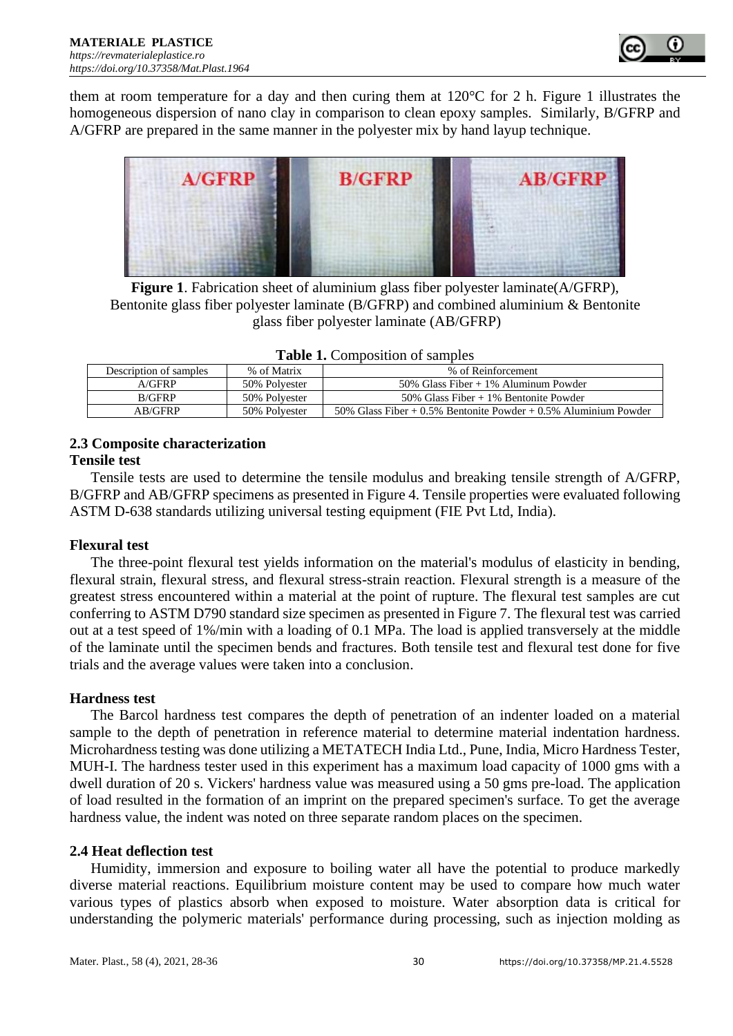them at room temperature for a day and then curing them at 120°C for 2 h. Figure 1 illustrates the homogeneous dispersion of nano clay in comparison to clean epoxy samples. Similarly, B/GFRP and A/GFRP are prepared in the same manner in the polyester mix by hand layup technique.

**Figure 1**. Fabrication sheet of aluminium glass fiber polyester laminate(A/GFRP), Bentonite glass fiber polyester laminate (B/GFRP) and combined aluminium & Bentonite glass fiber polyester laminate (AB/GFRP)

**Table 1.** Composition of samples

| Description of samples | % of Matrix | % of Reinforcement |
|---|---|---|
| A/GFRP | 50% Polyester | 50% Glass Fiber + 1% Aluminum Powder |
| B/GFRP | 50% Polyester | 50% Glass Fiber + 1% Bentonite Powder |
| AB/GFRP | 50% Polyester | 50% Glass Fiber + 0.5% Bentonite Powder + 0.5% Aluminium Powder |

## 2.3 Composite characterization

**Tensile test**

Tensile tests are used to determine the tensile modulus and breaking tensile strength of A/GFRP, B/GFRP and AB/GFRP specimens as presented in Figure 4. Tensile properties were evaluated following ASTM D-638 standards utilizing universal testing equipment (FIE Pvt Ltd, India).

**Flexural test**

The three-point flexural test yields information on the material's modulus of elasticity in bending, flexural strain, flexural stress, and flexural stress-strain reaction. Flexural strength is a measure of the greatest stress encountered within a material at the point of rupture. The flexural test samples are cut conferring to ASTM D790 standard size specimen as presented in Figure 7. The flexural test was carried out at a test speed of 1%/min with a loading of 0.1 MPa. The load is applied transversely at the middle of the laminate until the specimen bends and fractures. Both tensile test and flexural test done for five trials and the average values were taken into a conclusion.

**Hardness test**

The Barcol hardness test compares the depth of penetration of an indenter loaded on a material sample to the depth of penetration in reference material to determine material indentation hardness. Microhardness testing was done utilizing a METATECH India Ltd., Pune, India, Micro Hardness Tester, MUH-I. The hardness tester used in this experiment has a maximum load capacity of 1000 gms with a dwell duration of 20 s. Vickers' hardness value was measured using a 50 gms pre-load. The application of load resulted in the formation of an imprint on the prepared specimen's surface. To get the average hardness value, the indent was noted on three separate random places on the specimen.

## 2.4 Heat deflection test

Humidity, immersion and exposure to boiling water all have the potential to produce markedly diverse material reactions. Equilibrium moisture content may be used to compare how much water various types of plastics absorb when exposed to moisture. Water absorption data is critical for understanding the polymeric materials' performance during processing, such as injection molding as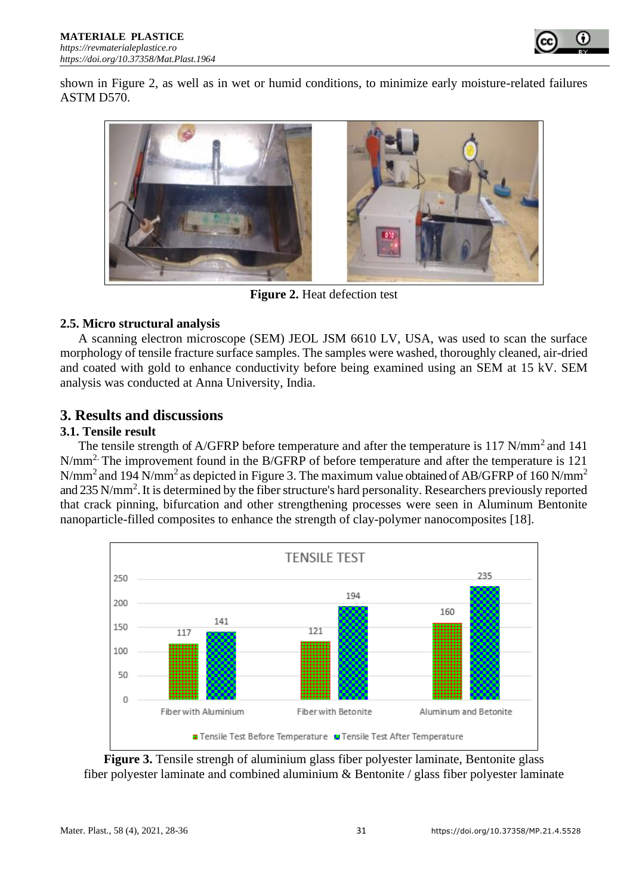shown in Figure 2, as well as in wet or humid conditions, to minimize early moisture-related failures ASTM D570.

**Figure 2.** Heat defection test

### 2.5. Micro structural analysis

A scanning electron microscope (SEM) JEOL JSM 6610 LV, USA, was used to scan the surface morphology of tensile fracture surface samples. The samples were washed, thoroughly cleaned, air-dried and coated with gold to enhance conductivity before being examined using an SEM at 15 kV. SEM analysis was conducted at Anna University, India.

## 3. Results and discussions

### 3.1. Tensile result

The tensile strength of A/GFRP before temperature and after the temperature is 117 N/mm$^2$ and 141 N/mm$^2$. The improvement found in the B/GFRP of before temperature and after the temperature is 121 N/mm$^2$ and 194 N/mm$^2$ as depicted in Figure 3. The maximum value obtained of AB/GFRP of 160 N/mm$^2$ and 235 N/mm$^2$. It is determined by the fiber structure's hard personality. Researchers previously reported that crack pinning, bifurcation and other strengthening processes were seen in Aluminum Bentonite nanoparticle-filled composites to enhance the strength of clay-polymer nanocomposites [18].

**Figure 3.** Tensile strengh of aluminium glass fiber polyester laminate, Bentonite glass fiber polyester laminate and combined aluminium & Bentonite / glass fiber polyester laminate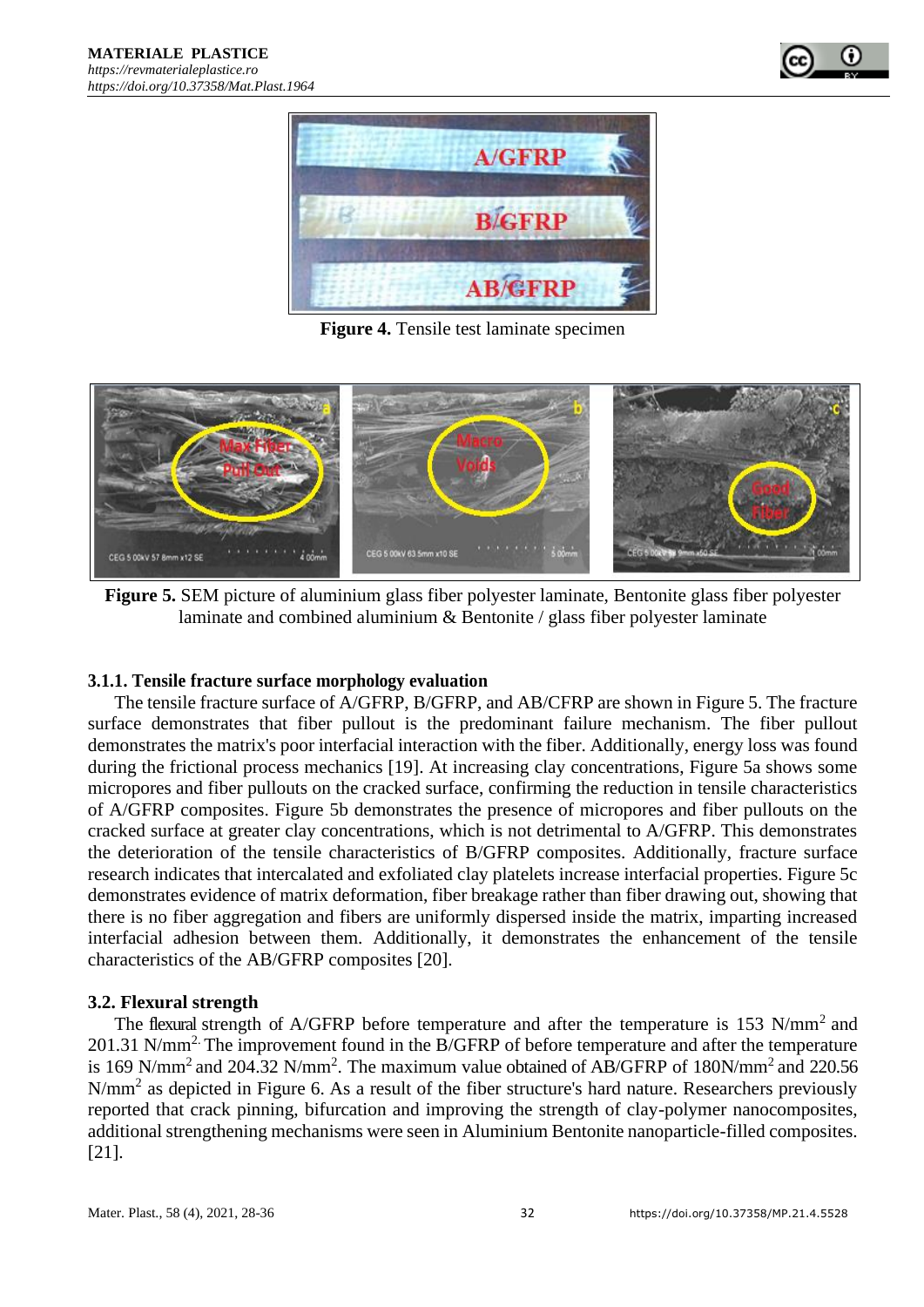Figure 4. Tensile test laminate specimen

**Figure 5.** SEM picture of aluminium glass fiber polyester laminate, Bentonite glass fiber polyester laminate and combined aluminium & Bentonite / glass fiber polyester laminate

### 3.1.1. Tensile fracture surface morphology evaluation

The tensile fracture surface of A/GFRP, B/GFRP, and AB/CFRP are shown in Figure 5. The fracture surface demonstrates that fiber pullout is the predominant failure mechanism. The fiber pullout demonstrates the matrix's poor interfacial interaction with the fiber. Additionally, energy loss was found during the frictional process mechanics [19]. At increasing clay concentrations, Figure 5a shows some micropores and fiber pullouts on the cracked surface, confirming the reduction in tensile characteristics of A/GFRP composites. Figure 5b demonstrates the presence of micropores and fiber pullouts on the cracked surface at greater clay concentrations, which is not detrimental to A/GFRP. This demonstrates the deterioration of the tensile characteristics of B/GFRP composites. Additionally, fracture surface research indicates that intercalated and exfoliated clay platelets increase interfacial properties. Figure 5c demonstrates evidence of matrix deformation, fiber breakage rather than fiber drawing out, showing that there is no fiber aggregation and fibers are uniformly dispersed inside the matrix, imparting increased interfacial adhesion between them. Additionally, it demonstrates the enhancement of the tensile characteristics of the AB/GFRP composites [20].

## 3.2. Flexural strength

The flexural strength of A/GFRP before temperature and after the temperature is 153 $N/mm^2$ and 201.31 $N/mm^2$. The improvement found in the B/GFRP of before temperature and after the temperature is 169 $N/mm^2$ and 204.32 $N/mm^2$. The maximum value obtained of AB/GFRP of 180$N/mm^2$ and 220.56 $N/mm^2$ as depicted in Figure 6. As a result of the fiber structure's hard nature. Researchers previously reported that crack pinning, bifurcation and improving the strength of clay-polymer nanocomposites, additional strengthening mechanisms were seen in Aluminium Bentonite nanoparticle-filled composites. [21].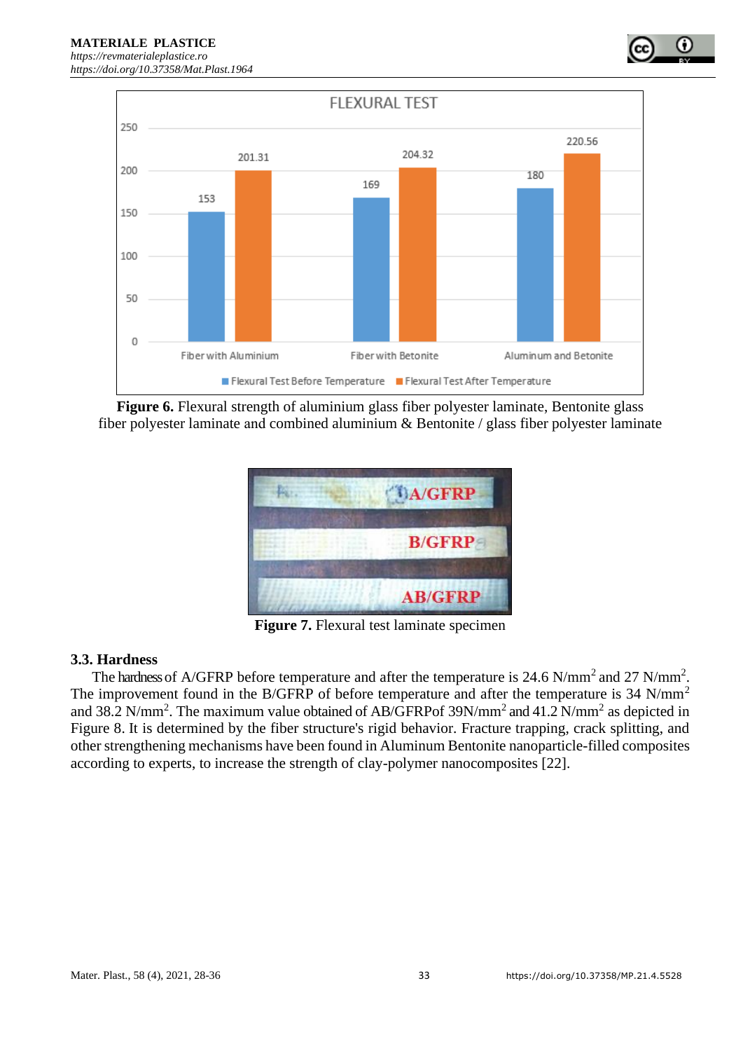**Figure 6.** Flexural strength of aluminium glass fiber polyester laminate, Bentonite glass fiber polyester laminate and combined aluminium & Bentonite / glass fiber polyester laminate

**Figure 7.** Flexural test laminate specimen

### 3.3. Hardness

The hardness of A/GFRP before temperature and after the temperature is 24.6 N/mm$^2$ and 27 N/mm$^2$. The improvement found in the B/GFRP of before temperature and after the temperature is 34 N/mm$^2$ and 38.2 N/mm$^2$. The maximum value obtained of AB/GFRPof 39N/mm$^2$ and 41.2 N/mm$^2$ as depicted in Figure 8. It is determined by the fiber structure's rigid behavior. Fracture trapping, crack splitting, and other strengthening mechanisms have been found in Aluminum Bentonite nanoparticle-filled composites according to experts, to increase the strength of clay-polymer nanocomposites [22].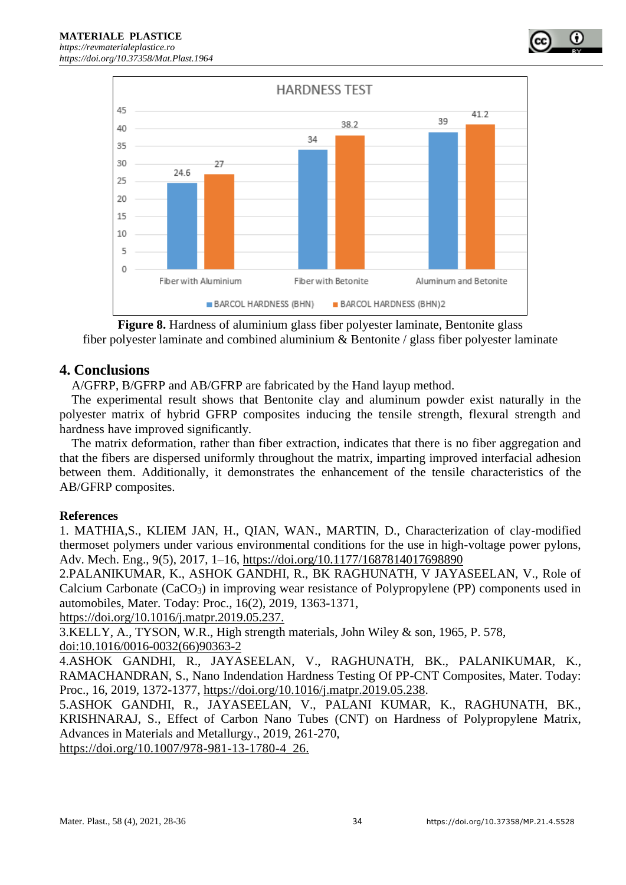**Figure 8.** Hardness of aluminium glass fiber polyester laminate, Bentonite glass fiber polyester laminate and combined aluminium & Bentonite / glass fiber polyester laminate

## 4. Conclusions

A/GFRP, B/GFRP and AB/GFRP are fabricated by the Hand layup method.

The experimental result shows that Bentonite clay and aluminum powder exist naturally in the polyester matrix of hybrid GFRP composites inducing the tensile strength, flexural strength and hardness have improved significantly.

The matrix deformation, rather than fiber extraction, indicates that there is no fiber aggregation and that the fibers are dispersed uniformly throughout the matrix, imparting improved interfacial adhesion between them. Additionally, it demonstrates the enhancement of the tensile characteristics of the AB/GFRP composites.

**References**

1. MATHIA,S., KLIEM JAN, H., QIAN, WAN., MARTIN, D., Characterization of clay-modified thermoset polymers under various environmental conditions for the use in high-voltage power pylons, Adv. Mech. Eng., 9(5), 2017, 1–16, https://doi.org/10.1177/1687814017698890

2.PALANIKUMAR, K., ASHOK GANDHI, R., BK RAGHUNATH, V JAYASEELAN, V., Role of Calcium Carbonate ($CaCO_3$) in improving wear resistance of Polypropylene (PP) components used in automobiles, Mater. Today: Proc., 16(2), 2019, 1363-1371, https://doi.org/10.1016/j.matpr.2019.05.237.

3.KELLY, A., TYSON, W.R., High strength materials, John Wiley & son, 1965, P. 578, doi:10.1016/0016-0032(66)90363-2

4.ASHOK GANDHI, R., JAYASEELAN, V., RAGHUNATH, BK., PALANIKUMAR, K., RAMACHANDRAN, S., Nano Indendation Hardness Testing Of PP-CNT Composites, Mater. Today: Proc., 16, 2019, 1372-1377, https://doi.org/10.1016/j.matpr.2019.05.238.

5.ASHOK GANDHI, R., JAYASEELAN, V., PALANI KUMAR, K., RAGHUNATH, BK., KRISHNARAJ, S., Effect of Carbon Nano Tubes (CNT) on Hardness of Polypropylene Matrix, Advances in Materials and Metallurgy., 2019, 261-270, https://doi.org/10.1007/978-981-13-1780-4_26.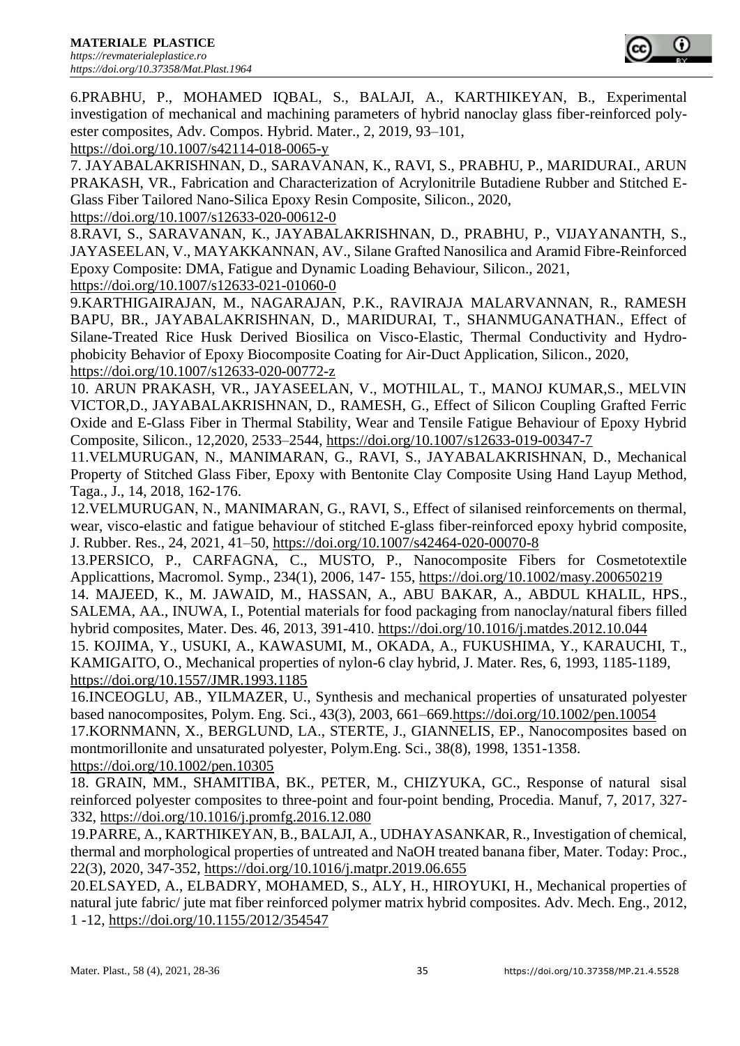6.PRABHU, P., MOHAMED IQBAL, S., BALAJI, A., KARTHIKEYAN, B., Experimental investigation of mechanical and machining parameters of hybrid nanoclay glass fiber-reinforced polyester composites, Adv. Compos. Hybrid. Mater., 2, 2019, 93–101, https://doi.org/10.1007/s42114-018-0065-y

7. JAYABALAKRISHNAN, D., SARAVANAN, K., RAVI, S., PRABHU, P., MARIDURAI., ARUN PRAKASH, VR., Fabrication and Characterization of Acrylonitrile Butadiene Rubber and Stitched E-Glass Fiber Tailored Nano-Silica Epoxy Resin Composite, Silicon., 2020, https://doi.org/10.1007/s12633-020-00612-0

8.RAVI, S., SARAVANAN, K., JAYABALAKRISHNAN, D., PRABHU, P., VIJAYANANTH, S., JAYASEELAN, V., MAYAKKANNAN, AV., Silane Grafted Nanosilica and Aramid Fibre-Reinforced Epoxy Composite: DMA, Fatigue and Dynamic Loading Behaviour, Silicon., 2021, https://doi.org/10.1007/s12633-021-01060-0

9.KARTHIGAIRAJAN, M., NAGARAJAN, P.K., RAVIRAJA MALARVANNAN, R., RAMESH BAPU, BR., JAYABALAKRISHNAN, D., MARIDURAI, T., SHANMUGANATHAN., Effect of Silane-Treated Rice Husk Derived Biosilica on Visco-Elastic, Thermal Conductivity and Hydrophobicity Behavior of Epoxy Biocomposite Coating for Air-Duct Application, Silicon., 2020, https://doi.org/10.1007/s12633-020-00772-z

10. ARUN PRAKASH, VR., JAYASEELAN, V., MOTHILAL, T., MANOJ KUMAR,S., MELVIN VICTOR,D., JAYABALAKRISHNAN, D., RAMESH, G., Effect of Silicon Coupling Grafted Ferric Oxide and E-Glass Fiber in Thermal Stability, Wear and Tensile Fatigue Behaviour of Epoxy Hybrid Composite, Silicon., 12,2020, 2533–2544, https://doi.org/10.1007/s12633-019-00347-7

11.VELMURUGAN, N., MANIMARAN, G., RAVI, S., JAYABALAKRISHNAN, D., Mechanical Property of Stitched Glass Fiber, Epoxy with Bentonite Clay Composite Using Hand Layup Method, Taga., J., 14, 2018, 162-176.

12.VELMURUGAN, N., MANIMARAN, G., RAVI, S., Effect of silanised reinforcements on thermal, wear, visco-elastic and fatigue behaviour of stitched E-glass fiber-reinforced epoxy hybrid composite, J. Rubber. Res., 24, 2021, 41–50, https://doi.org/10.1007/s42464-020-00070-8

13.PERSICO, P., CARFAGNA, C., MUSTO, P., Nanocomposite Fibers for Cosmetotextile Applicattions, Macromol. Symp., 234(1), 2006, 147- 155, https://doi.org/10.1002/masy.200650219

14. MAJEED, K., M. JAWAID, M., HASSAN, A., ABU BAKAR, A., ABDUL KHALIL, HPS., SALEMA, AA., INUWA, I., Potential materials for food packaging from nanoclay/natural fibers filled hybrid composites, Mater. Des. 46, 2013, 391-410. https://doi.org/10.1016/j.matdes.2012.10.044

15. KOJIMA, Y., USUKI, A., KAWASUMI, M., OKADA, A., FUKUSHIMA, Y., KARAUCHI, T., KAMIGAITO, O., Mechanical properties of nylon-6 clay hybrid, J. Mater. Res, 6, 1993, 1185-1189, https://doi.org/10.1557/JMR.1993.1185

16.INCEOGLU, AB., YILMAZER, U., Synthesis and mechanical properties of unsaturated polyester based nanocomposites, Polym. Eng. Sci., 43(3), 2003, 661–669.https://doi.org/10.1002/pen.10054

17.KORNMANN, X., BERGLUND, LA., STERTE, J., GIANNELIS, EP., Nanocomposites based on montmorillonite and unsaturated polyester, Polym.Eng. Sci., 38(8), 1998, 1351-1358. https://doi.org/10.1002/pen.10305

18. GRAIN, MM., SHAMITIBA, BK., PETER, M., CHIZYUKA, GC., Response of natural sisal reinforced polyester composites to three-point and four-point bending, Procedia. Manuf, 7, 2017, 327-332, https://doi.org/10.1016/j.promfg.2016.12.080

19.PARRE, A., KARTHIKEYAN, B., BALAJI, A., UDHAYASANKAR, R., Investigation of chemical, thermal and morphological properties of untreated and NaOH treated banana fiber, Mater. Today: Proc., 22(3), 2020, 347-352, https://doi.org/10.1016/j.matpr.2019.06.655

20.ELSAYED, A., ELBADRY, MOHAMED, S., ALY, H., HIROYUKI, H., Mechanical properties of natural jute fabric/ jute mat fiber reinforced polymer matrix hybrid composites. Adv. Mech. Eng., 2012, 1 -12, https://doi.org/10.1155/2012/354547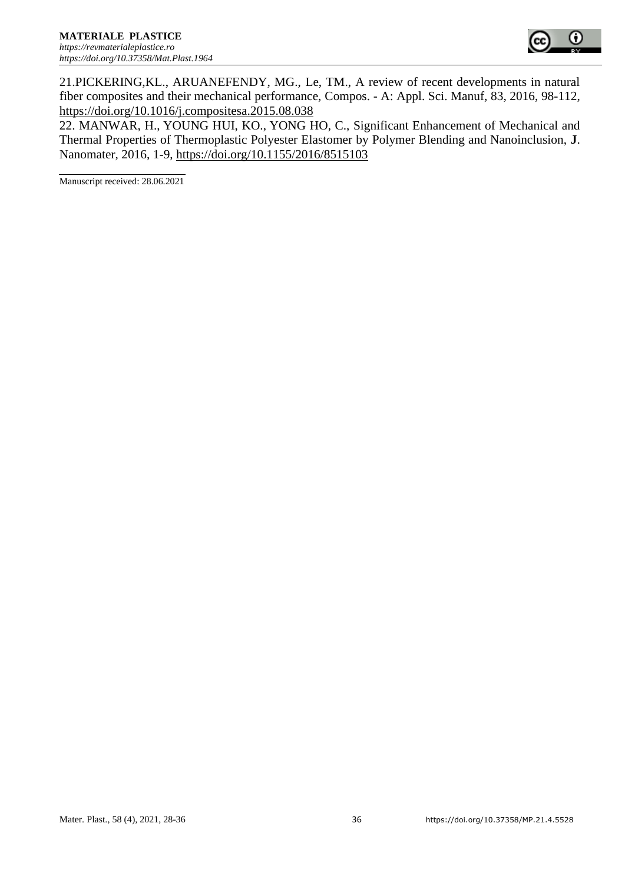21.PICKERING,KL., ARUANEFENDY, MG., Le, TM., A review of recent developments in natural fiber composites and their mechanical performance, Compos. - A: Appl. Sci. Manuf, 83, 2016, 98-112, https://doi.org/10.1016/j.compositesa.2015.08.038

22. MANWAR, H., YOUNG HUI, KO., YONG HO, C., Significant Enhancement of Mechanical and Thermal Properties of Thermoplastic Polyester Elastomer by Polymer Blending and Nanoinclusion, **J**. Nanomater, 2016, 1-9, https://doi.org/10.1155/2016/8515103

Manuscript received: 28.06.2021